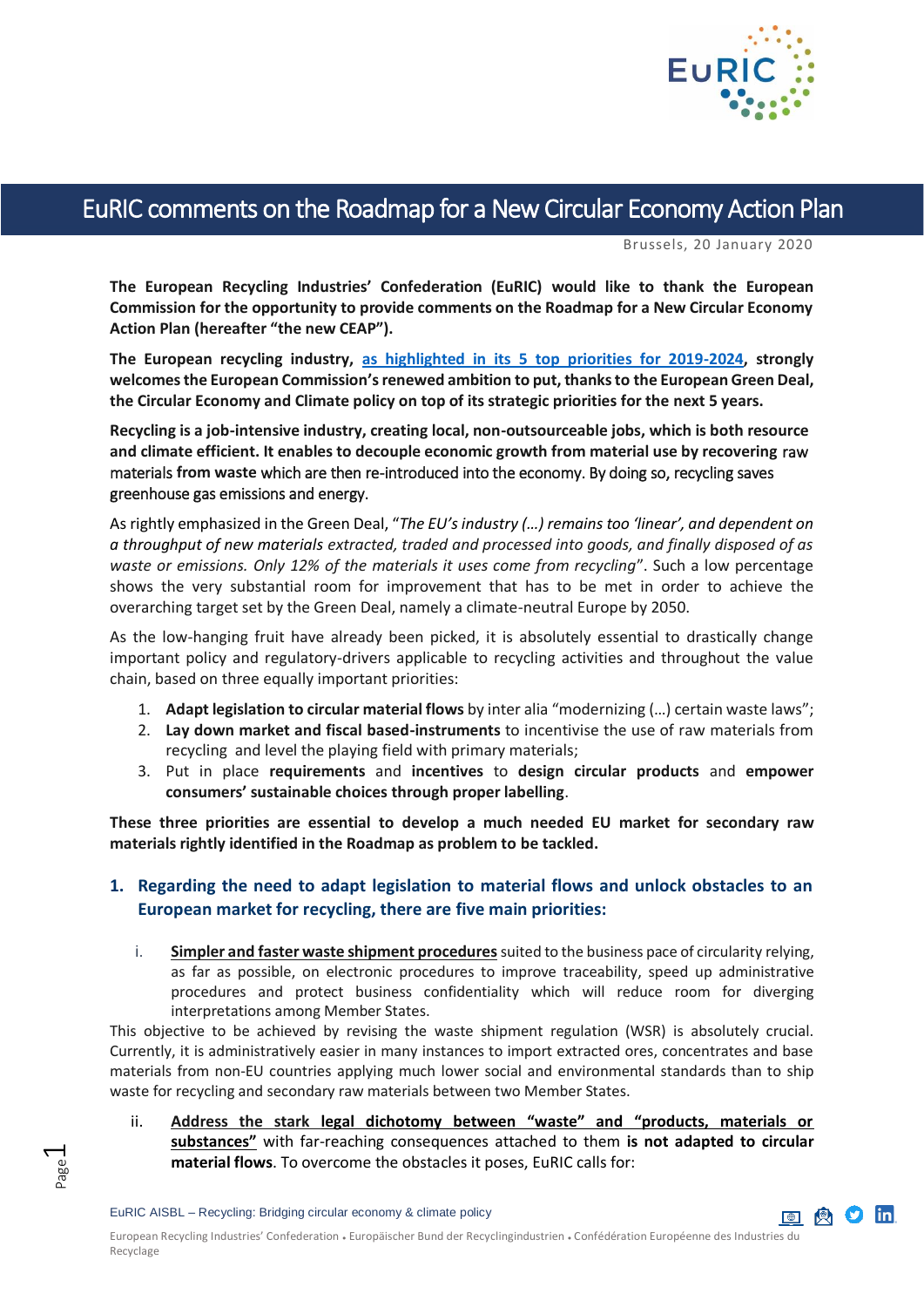# EuRIC comments on the Roadmap for a New Circular Economy Action Plan

Brussels, 20 January 2020

**The European Recycling Industries' Confederation (EuRIC) would like to thank the European Commission for the opportunity to provide comments on the Roadmap for a New Circular Economy Action Plan (hereafter "the new CEAP").**

**The European recycling industry, as highlighted in its 5 top priorities for 2019-2024, strongly welcomes the European Commission's renewed ambition to put, thanks to the European Green Deal, the Circular Economy and Climate policy on top of its strategic priorities for the next 5 years.**

**Recycling is a job-intensive industry, creating local, non-outsourceable jobs, which is both resource and climate efficient. It enables to decouple economic growth from material use by recovering** raw materials **from waste** which are then re-introduced into the economy. By doing so, recycling saves greenhouse gas emissions and energy.

As rightly emphasized in the Green Deal, "*The EU's industry (…) remains too 'linear', and dependent on a throughput of new materials extracted, traded and processed into goods, and finally disposed of as waste or emissions. Only 12% of the materials it uses come from recycling*". Such a low percentage shows the very substantial room for improvement that has to be met in order to achieve the overarching target set by the Green Deal, namely a climate-neutral Europe by 2050.

As the low-hanging fruit have already been picked, it is absolutely essential to drastically change important policy and regulatory-drivers applicable to recycling activities and throughout the value chain, based on three equally important priorities:

1. **Adapt legislation to circular material flows** by inter alia "modernizing (…) certain waste laws";
2. **Lay down market and fiscal based-instruments** to incentivise the use of raw materials from recycling and level the playing field with primary materials;
3. Put in place **requirements** and **incentives** to **design circular products** and **empower consumers' sustainable choices through proper labelling**.

**These three priorities are essential to develop a much needed EU market for secondary raw materials rightly identified in the Roadmap as problem to be tackled.**

## 1. Regarding the need to adapt legislation to material flows and unlock obstacles to an European market for recycling, there are five main priorities:

i. **Simpler and faster waste shipment procedures** suited to the business pace of circularity relying, as far as possible, on electronic procedures to improve traceability, speed up administrative procedures and protect business confidentiality which will reduce room for diverging interpretations among Member States.

This objective to be achieved by revising the waste shipment regulation (WSR) is absolutely crucial. Currently, it is administratively easier in many instances to import extracted ores, concentrates and base materials from non-EU countries applying much lower social and environmental standards than to ship waste for recycling and secondary raw materials between two Member States.

ii. **Address the stark legal dichotomy between "waste" and "products, materials or substances"** with far-reaching consequences attached to them **is not adapted to circular material flows**. To overcome the obstacles it poses, EuRIC calls for: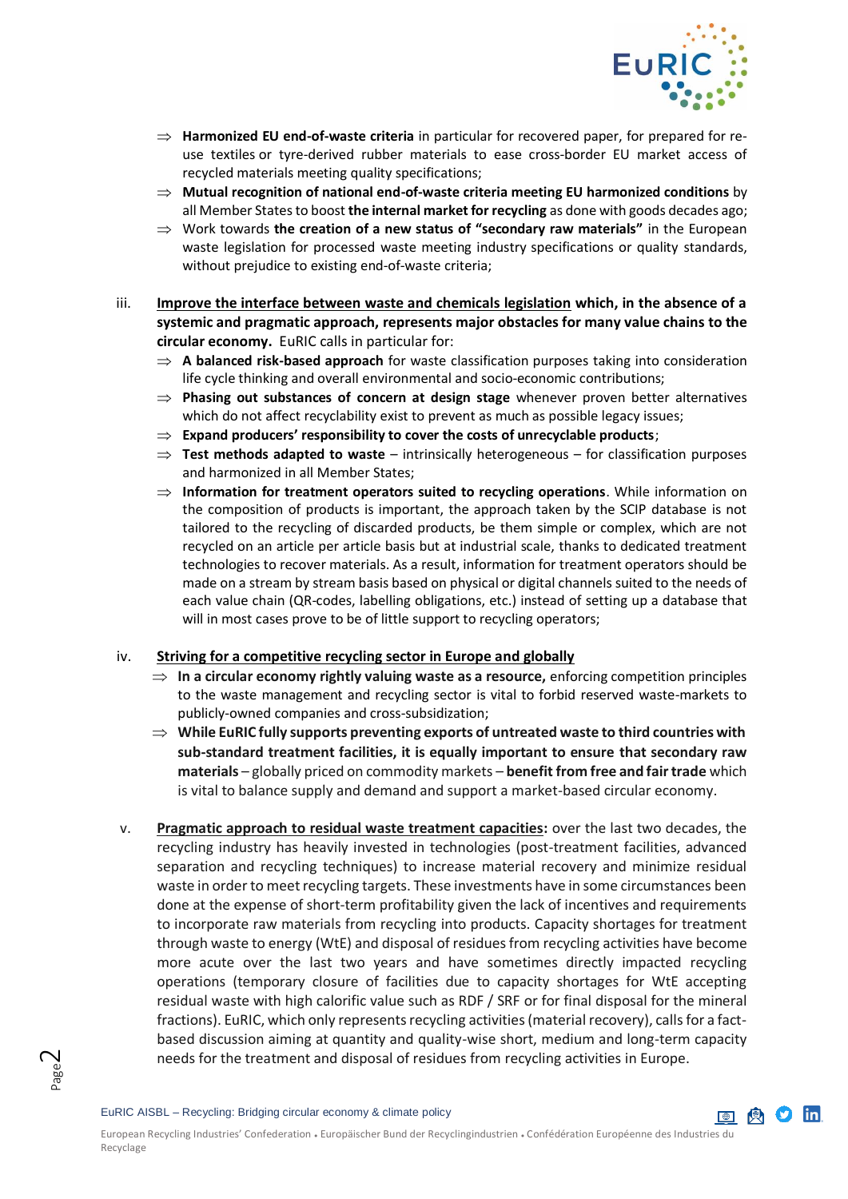- ⇒ **Harmonized EU end-of-waste criteria** in particular for recovered paper, for prepared for re-use textiles or tyre-derived rubber materials to ease cross-border EU market access of recycled materials meeting quality specifications;
- ⇒ **Mutual recognition of national end-of-waste criteria meeting EU harmonized conditions** by all Member States to boost **the internal market for recycling** as done with goods decades ago;
- ⇒ Work towards **the creation of a new status of "secondary raw materials"** in the European waste legislation for processed waste meeting industry specifications or quality standards, without prejudice to existing end-of-waste criteria;

iii. **<u>Improve the interface between waste and chemicals legislation</u> which, in the absence of a systemic and pragmatic approach, represents major obstacles for many value chains to the circular economy.** EuRIC calls in particular for:

- ⇒ **A balanced risk-based approach** for waste classification purposes taking into consideration life cycle thinking and overall environmental and socio-economic contributions;
- ⇒ **Phasing out substances of concern at design stage** whenever proven better alternatives which do not affect recyclability exist to prevent as much as possible legacy issues;
- ⇒ **Expand producers' responsibility to cover the costs of unrecyclable products**;
- ⇒ **Test methods adapted to waste** – intrinsically heterogeneous – for classification purposes and harmonized in all Member States;
- ⇒ **Information for treatment operators suited to recycling operations**. While information on the composition of products is important, the approach taken by the SCIP database is not tailored to the recycling of discarded products, be them simple or complex, which are not recycled on an article per article basis but at industrial scale, thanks to dedicated treatment technologies to recover materials. As a result, information for treatment operators should be made on a stream by stream basis based on physical or digital channels suited to the needs of each value chain (QR-codes, labelling obligations, etc.) instead of setting up a database that will in most cases prove to be of little support to recycling operators;

iv. **<u>Striving for a competitive recycling sector in Europe and globally</u>**

- ⇒ **In a circular economy rightly valuing waste as a resource,** enforcing competition principles to the waste management and recycling sector is vital to forbid reserved waste-markets to publicly-owned companies and cross-subsidization;
- ⇒ **While EuRIC fully supports preventing exports of untreated waste to third countries with sub-standard treatment facilities, it is equally important to ensure that secondary raw materials** – globally priced on commodity markets – **benefit from free and fair trade** which is vital to balance supply and demand and support a market-based circular economy.

v. **<u>Pragmatic approach to residual waste treatment capacities</u>:** over the last two decades, the recycling industry has heavily invested in technologies (post-treatment facilities, advanced separation and recycling techniques) to increase material recovery and minimize residual waste in order to meet recycling targets. These investments have in some circumstances been done at the expense of short-term profitability given the lack of incentives and requirements to incorporate raw materials from recycling into products. Capacity shortages for treatment through waste to energy (WtE) and disposal of residues from recycling activities have become more acute over the last two years and have sometimes directly impacted recycling operations (temporary closure of facilities due to capacity shortages for WtE accepting residual waste with high calorific value such as RDF / SRF or for final disposal for the mineral fractions). EuRIC, which only represents recycling activities (material recovery), calls for a fact-based discussion aiming at quantity and quality-wise short, medium and long-term capacity needs for the treatment and disposal of residues from recycling activities in Europe.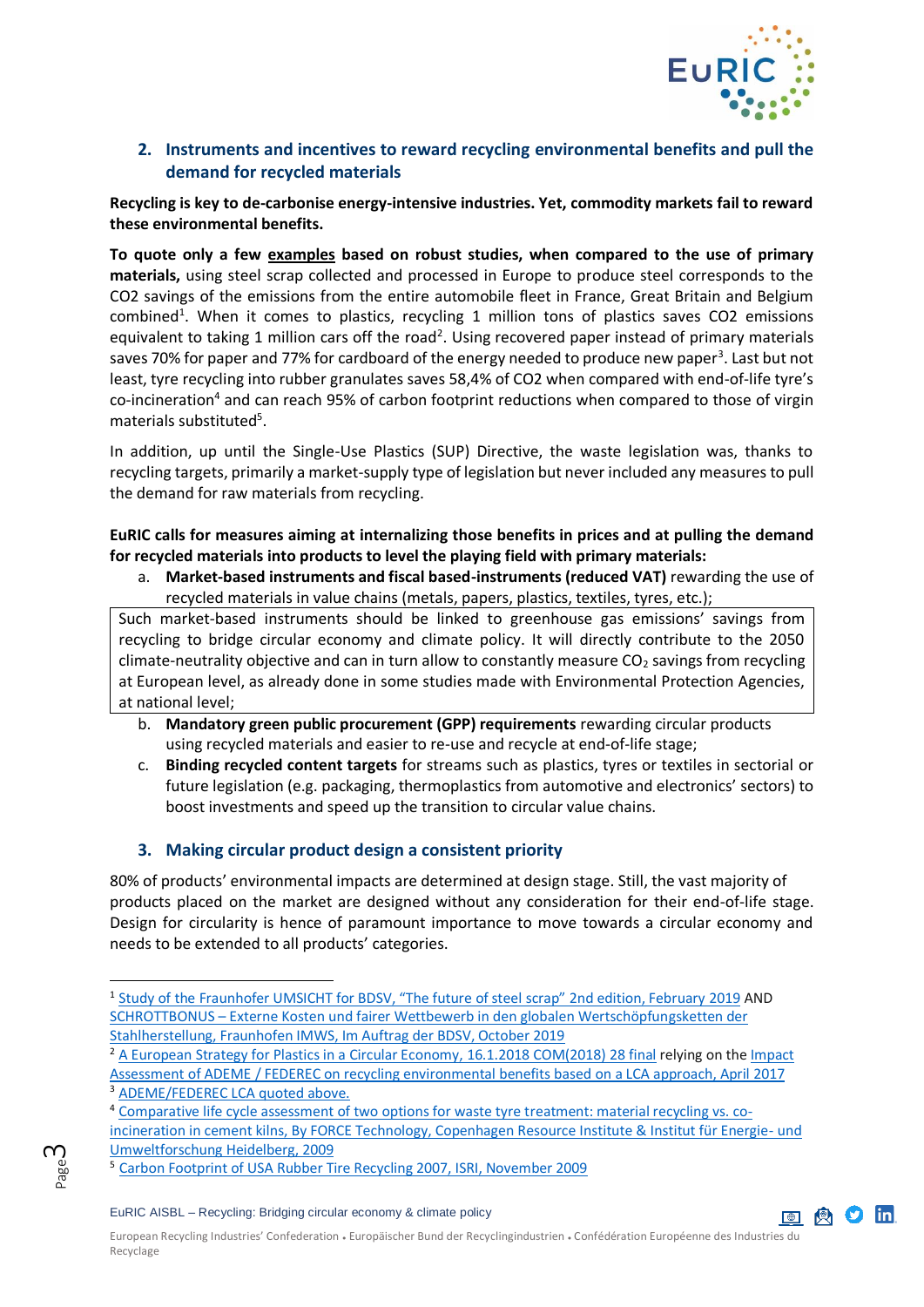## 2. Instruments and incentives to reward recycling environmental benefits and pull the demand for recycled materials

**Recycling is key to de-carbonise energy-intensive industries. Yet, commodity markets fail to reward these environmental benefits.**

**To quote only a few examples based on robust studies, when compared to the use of primary materials,** using steel scrap collected and processed in Europe to produce steel corresponds to the CO2 savings of the emissions from the entire automobile fleet in France, Great Britain and Belgium combined[1]. When it comes to plastics, recycling 1 million tons of plastics saves CO2 emissions equivalent to taking 1 million cars off the road[2]. Using recovered paper instead of primary materials saves 70% for paper and 77% for cardboard of the energy needed to produce new paper[3]. Last but not least, tyre recycling into rubber granulates saves 58,4% of CO2 when compared with end-of-life tyre's co-incineration[4] and can reach 95% of carbon footprint reductions when compared to those of virgin materials substituted[5].

In addition, up until the Single-Use Plastics (SUP) Directive, the waste legislation was, thanks to recycling targets, primarily a market-supply type of legislation but never included any measures to pull the demand for raw materials from recycling.

**EuRIC calls for measures aiming at internalizing those benefits in prices and at pulling the demand for recycled materials into products to level the playing field with primary materials:**

a. **Market-based instruments and fiscal based-instruments (reduced VAT)** rewarding the use of recycled materials in value chains (metals, papers, plastics, textiles, tyres, etc.);

Such market-based instruments should be linked to greenhouse gas emissions' savings from recycling to bridge circular economy and climate policy. It will directly contribute to the 2050 climate-neutrality objective and can in turn allow to constantly measure $CO_2$ savings from recycling at European level, as already done in some studies made with Environmental Protection Agencies, at national level;

b. **Mandatory green public procurement (GPP) requirements** rewarding circular products using recycled materials and easier to re-use and recycle at end-of-life stage;

c. **Binding recycled content targets** for streams such as plastics, tyres or textiles in sectorial or future legislation (e.g. packaging, thermoplastics from automotive and electronics' sectors) to boost investments and speed up the transition to circular value chains.

## 3. Making circular product design a consistent priority

80% of products' environmental impacts are determined at design stage. Still, the vast majority of products placed on the market are designed without any consideration for their end-of-life stage. Design for circularity is hence of paramount importance to move towards a circular economy and needs to be extended to all products' categories.

---

[1] Study of the Fraunhofer UMSICHT for BDSV, "The future of steel scrap" 2nd edition, February 2019 AND SCHROTTBONUS – Externe Kosten und fairer Wettbewerb in den globalen Wertschöpfungsketten der Stahlherstellung, Fraunhofer IMWS, Im Auftrag der BDSV, October 2019

[2] A European Strategy for Plastics in a Circular Economy, 16.1.2018 COM(2018) 28 final relying on the Impact Assessment of ADEME / FEDEREC on recycling environmental benefits based on a LCA approach, April 2017

[3] ADEME/FEDEREC LCA quoted above.

[4] Comparative life cycle assessment of two options for waste tyre treatment: material recycling vs. co-incineration in cement kilns, By FORCE Technology, Copenhagen Resource Institute & Institut für Energie- und Umweltforschung Heidelberg, 2009

[5] Carbon Footprint of USA Rubber Tire Recycling 2007, ISRI, November 2009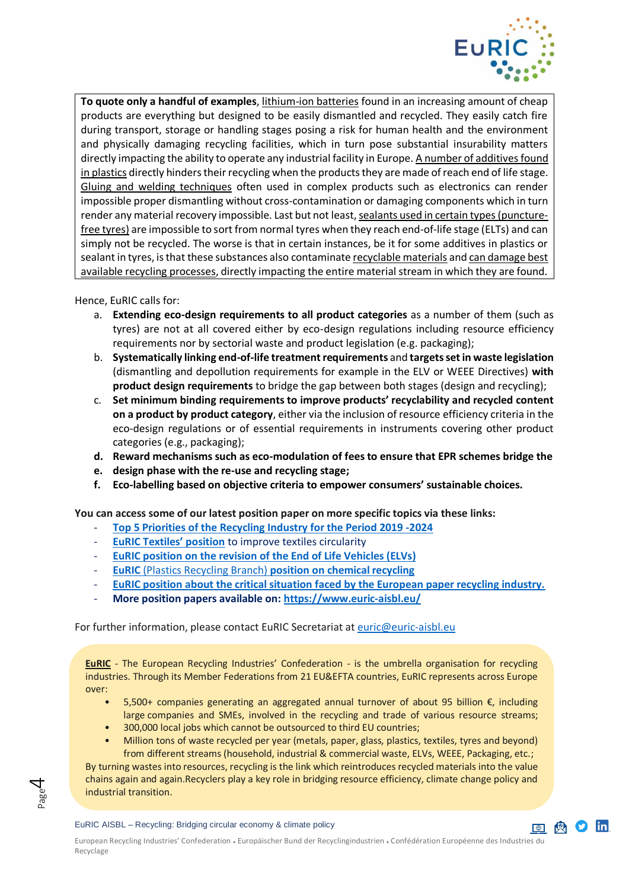**To quote only a handful of examples**, lithium-ion batteries found in an increasing amount of cheap products are everything but designed to be easily dismantled and recycled. They easily catch fire during transport, storage or handling stages posing a risk for human health and the environment and physically damaging recycling facilities, which in turn pose substantial insurability matters directly impacting the ability to operate any industrial facility in Europe. A number of additives found in plastics directly hinders their recycling when the products they are made of reach end of life stage. Gluing and welding techniques often used in complex products such as electronics can render impossible proper dismantling without cross-contamination or damaging components which in turn render any material recovery impossible. Last but not least, sealants used in certain types (puncture-free tyres) are impossible to sort from normal tyres when they reach end-of-life stage (ELTs) and can simply not be recycled. The worse is that in certain instances, be it for some additives in plastics or sealant in tyres, is that these substances also contaminate recyclable materials and can damage best available recycling processes, directly impacting the entire material stream in which they are found.

Hence, EuRIC calls for:

a. **Extending eco-design requirements to all product categories** as a number of them (such as tyres) are not at all covered either by eco-design regulations including resource efficiency requirements nor by sectorial waste and product legislation (e.g. packaging);
b. **Systematically linking end-of-life treatment requirements** and **targets set in waste legislation** (dismantling and depollution requirements for example in the ELV or WEEE Directives) **with product design requirements** to bridge the gap between both stages (design and recycling);
c. **Set minimum binding requirements to improve products' recyclability and recycled content on a product by product category**, either via the inclusion of resource efficiency criteria in the eco-design regulations or of essential requirements in instruments covering other product categories (e.g., packaging);
d. **Reward mechanisms such as eco-modulation of fees to ensure that EPR schemes bridge the**
e. **design phase with the re-use and recycling stage;**
f. **Eco-labelling based on objective criteria to empower consumers' sustainable choices.**

**You can access some of our latest position paper on more specific topics via these links:**

- **Top 5 Priorities of the Recycling Industry for the Period 2019 -2024**
- **EuRIC Textiles' position** to improve textiles circularity
- **EuRIC position on the revision of the End of Life Vehicles (ELVs)**
- **EuRIC** (Plastics Recycling Branch) **position on chemical recycling**
- **EuRIC position about the critical situation faced by the European paper recycling industry.**
- **More position papers available on: https://www.euric-aisbl.eu/**

For further information, please contact EuRIC Secretariat at euric@euric-aisbl.eu

**EuRIC** - The European Recycling Industries' Confederation - is the umbrella organisation for recycling industries. Through its Member Federations from 21 EU&EFTA countries, EuRIC represents across Europe over:

- 5,500+ companies generating an aggregated annual turnover of about 95 billion €, including large companies and SMEs, involved in the recycling and trade of various resource streams;
- 300,000 local jobs which cannot be outsourced to third EU countries;
- Million tons of waste recycled per year (metals, paper, glass, plastics, textiles, tyres and beyond) from different streams (household, industrial & commercial waste, ELVs, WEEE, Packaging, etc.;

By turning wastes into resources, recycling is the link which reintroduces recycled materials into the value chains again and again.Recyclers play a key role in bridging resource efficiency, climate change policy and industrial transition.